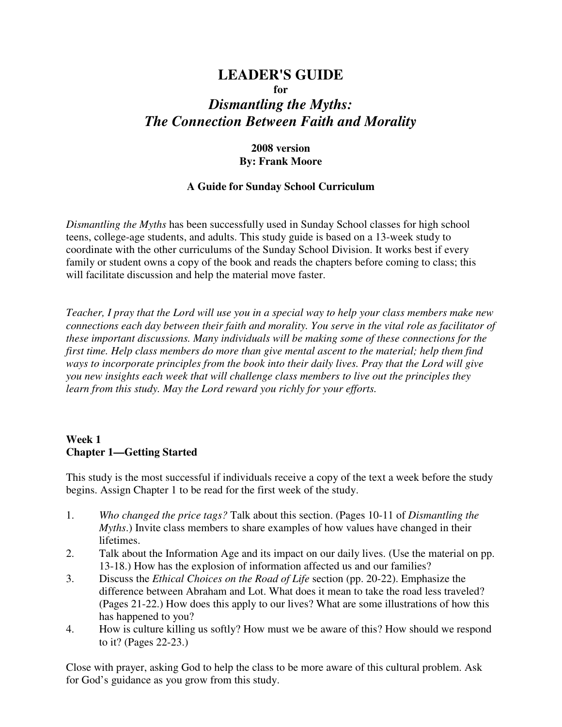# LEADER'S GUIDE

**for**

## *Dismantling the Myths: The Connection Between Faith and Morality*

**2008 version**
**By: Frank Moore**

**A Guide for Sunday School Curriculum**

*Dismantling the Myths* has been successfully used in Sunday School classes for high school teens, college-age students, and adults. This study guide is based on a 13-week study to coordinate with the other curriculums of the Sunday School Division. It works best if every family or student owns a copy of the book and reads the chapters before coming to class; this will facilitate discussion and help the material move faster.

*Teacher, I pray that the Lord will use you in a special way to help your class members make new connections each day between their faith and morality. You serve in the vital role as facilitator of these important discussions. Many individuals will be making some of these connections for the first time. Help class members do more than give mental ascent to the material; help them find ways to incorporate principles from the book into their daily lives. Pray that the Lord will give you new insights each week that will challenge class members to live out the principles they learn from this study. May the Lord reward you richly for your efforts.*

### Week 1
### Chapter 1—Getting Started

This study is the most successful if individuals receive a copy of the text a week before the study begins. Assign Chapter 1 to be read for the first week of the study.

1. *Who changed the price tags?* Talk about this section. (Pages 10-11 of *Dismantling the Myths*.) Invite class members to share examples of how values have changed in their lifetimes.
2. Talk about the Information Age and its impact on our daily lives. (Use the material on pp. 13-18.) How has the explosion of information affected us and our families?
3. Discuss the *Ethical Choices on the Road of Life* section (pp. 20-22). Emphasize the difference between Abraham and Lot. What does it mean to take the road less traveled? (Pages 21-22.) How does this apply to our lives? What are some illustrations of how this has happened to you?
4. How is culture killing us softly? How must we be aware of this? How should we respond to it? (Pages 22-23.)

Close with prayer, asking God to help the class to be more aware of this cultural problem. Ask for God's guidance as you grow from this study.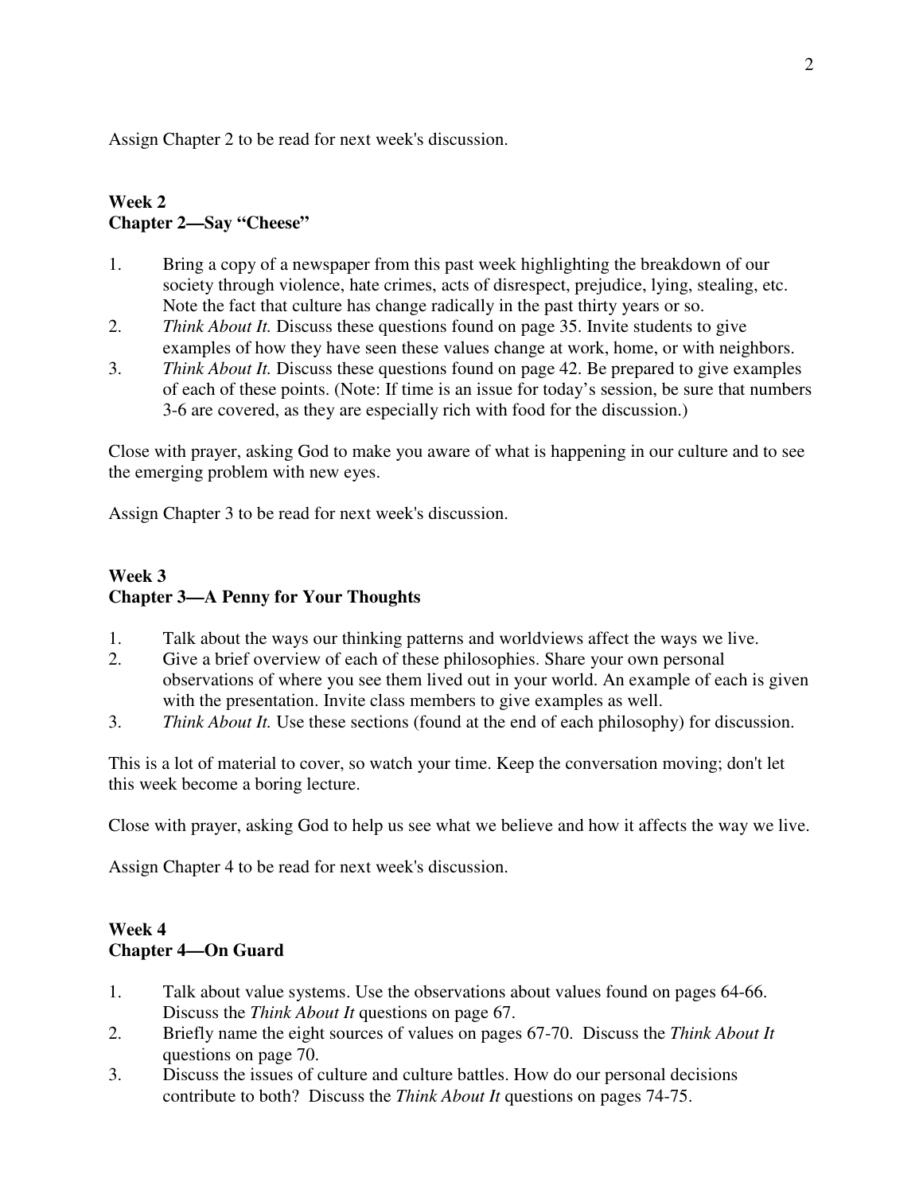Assign Chapter 2 to be read for next week's discussion.

**Week 2**
**Chapter 2—Say "Cheese"**

1. Bring a copy of a newspaper from this past week highlighting the breakdown of our society through violence, hate crimes, acts of disrespect, prejudice, lying, stealing, etc. Note the fact that culture has change radically in the past thirty years or so.
2. *Think About It.* Discuss these questions found on page 35. Invite students to give examples of how they have seen these values change at work, home, or with neighbors.
3. *Think About It.* Discuss these questions found on page 42. Be prepared to give examples of each of these points. (Note: If time is an issue for today's session, be sure that numbers 3-6 are covered, as they are especially rich with food for the discussion.)

Close with prayer, asking God to make you aware of what is happening in our culture and to see the emerging problem with new eyes.

Assign Chapter 3 to be read for next week's discussion.

**Week 3**
**Chapter 3—A Penny for Your Thoughts**

1. Talk about the ways our thinking patterns and worldviews affect the ways we live.
2. Give a brief overview of each of these philosophies. Share your own personal observations of where you see them lived out in your world. An example of each is given with the presentation. Invite class members to give examples as well.
3. *Think About It.* Use these sections (found at the end of each philosophy) for discussion.

This is a lot of material to cover, so watch your time. Keep the conversation moving; don't let this week become a boring lecture.

Close with prayer, asking God to help us see what we believe and how it affects the way we live.

Assign Chapter 4 to be read for next week's discussion.

**Week 4**
**Chapter 4—On Guard**

1. Talk about value systems. Use the observations about values found on pages 64-66. Discuss the *Think About It* questions on page 67.
2. Briefly name the eight sources of values on pages 67-70. Discuss the *Think About It* questions on page 70.
3. Discuss the issues of culture and culture battles. How do our personal decisions contribute to both? Discuss the *Think About It* questions on pages 74-75.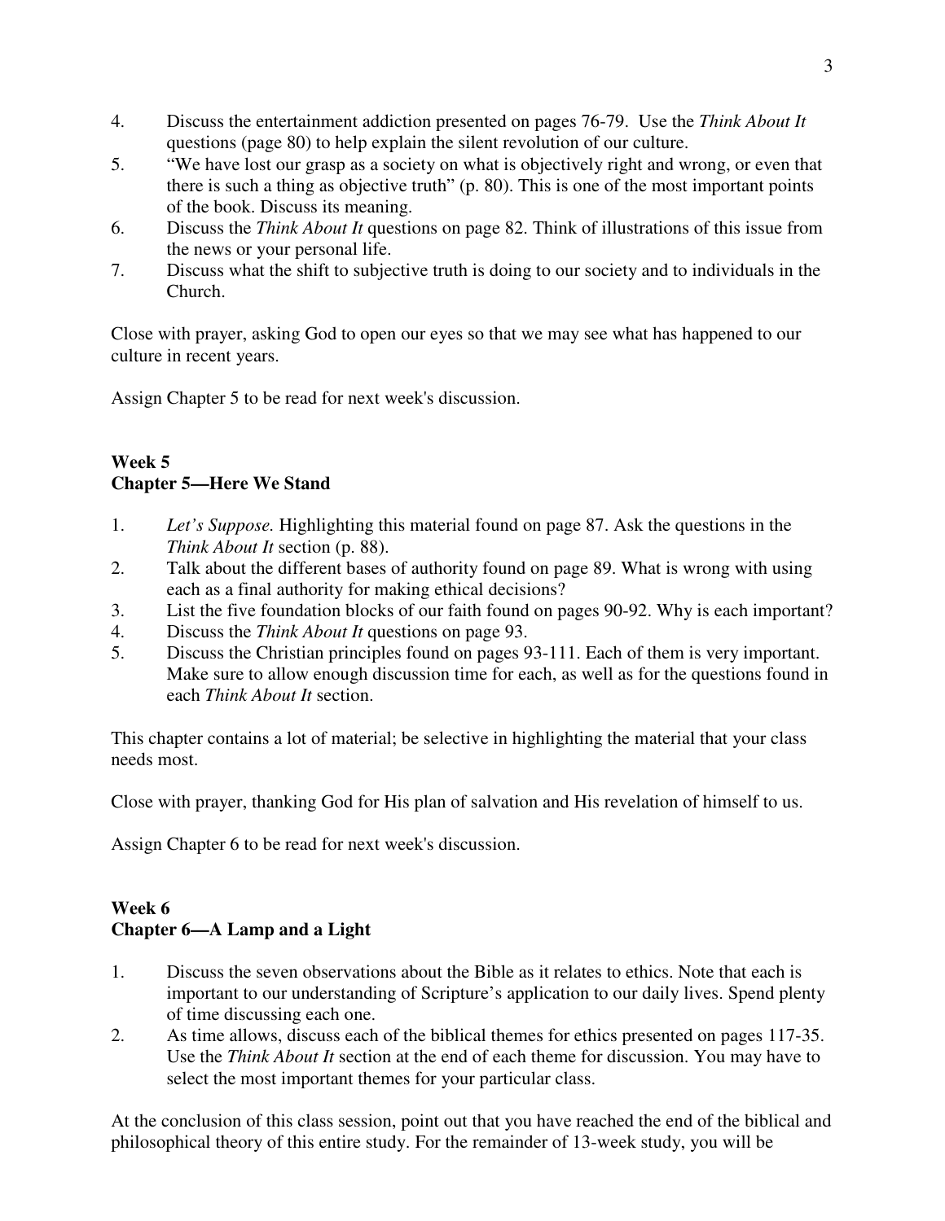4. Discuss the entertainment addiction presented on pages 76-79. Use the *Think About It* questions (page 80) to help explain the silent revolution of our culture.
5. "We have lost our grasp as a society on what is objectively right and wrong, or even that there is such a thing as objective truth" (p. 80). This is one of the most important points of the book. Discuss its meaning.
6. Discuss the *Think About It* questions on page 82. Think of illustrations of this issue from the news or your personal life.
7. Discuss what the shift to subjective truth is doing to our society and to individuals in the Church.

Close with prayer, asking God to open our eyes so that we may see what has happened to our culture in recent years.

Assign Chapter 5 to be read for next week's discussion.

### Week 5
### Chapter 5—Here We Stand

1. *Let's Suppose.* Highlighting this material found on page 87. Ask the questions in the *Think About It* section (p. 88).
2. Talk about the different bases of authority found on page 89. What is wrong with using each as a final authority for making ethical decisions?
3. List the five foundation blocks of our faith found on pages 90-92. Why is each important?
4. Discuss the *Think About It* questions on page 93.
5. Discuss the Christian principles found on pages 93-111. Each of them is very important. Make sure to allow enough discussion time for each, as well as for the questions found in each *Think About It* section.

This chapter contains a lot of material; be selective in highlighting the material that your class needs most.

Close with prayer, thanking God for His plan of salvation and His revelation of himself to us.

Assign Chapter 6 to be read for next week's discussion.

### Week 6
### Chapter 6—A Lamp and a Light

1. Discuss the seven observations about the Bible as it relates to ethics. Note that each is important to our understanding of Scripture's application to our daily lives. Spend plenty of time discussing each one.
2. As time allows, discuss each of the biblical themes for ethics presented on pages 117-35. Use the *Think About It* section at the end of each theme for discussion. You may have to select the most important themes for your particular class.

At the conclusion of this class session, point out that you have reached the end of the biblical and philosophical theory of this entire study. For the remainder of 13-week study, you will be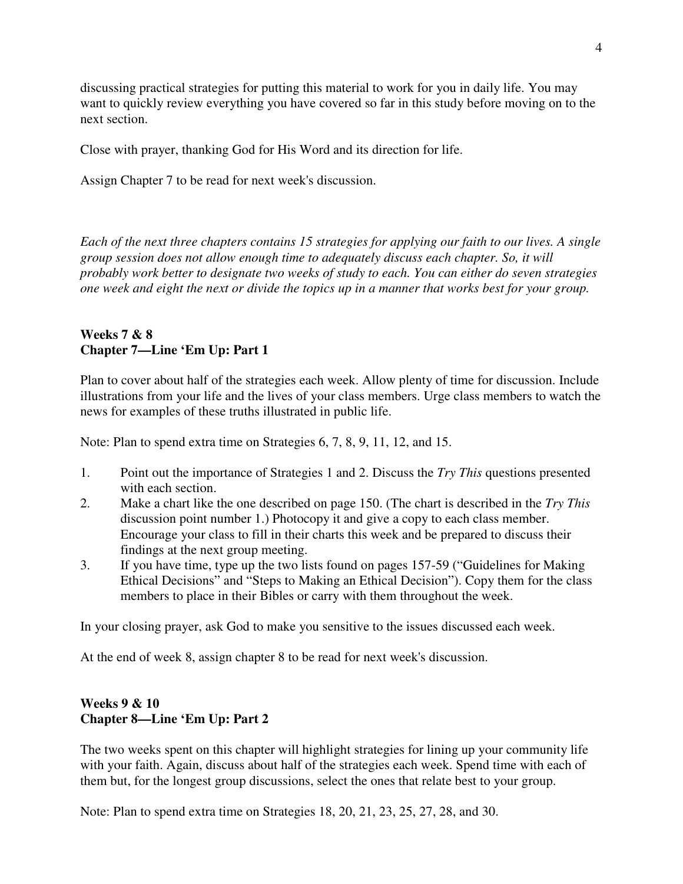discussing practical strategies for putting this material to work for you in daily life. You may want to quickly review everything you have covered so far in this study before moving on to the next section.

Close with prayer, thanking God for His Word and its direction for life.

Assign Chapter 7 to be read for next week's discussion.

*Each of the next three chapters contains 15 strategies for applying our faith to our lives. A single group session does not allow enough time to adequately discuss each chapter. So, it will probably work better to designate two weeks of study to each. You can either do seven strategies one week and eight the next or divide the topics up in a manner that works best for your group.*

**Weeks 7 & 8**
**Chapter 7—Line 'Em Up: Part 1**

Plan to cover about half of the strategies each week. Allow plenty of time for discussion. Include illustrations from your life and the lives of your class members. Urge class members to watch the news for examples of these truths illustrated in public life.

Note: Plan to spend extra time on Strategies 6, 7, 8, 9, 11, 12, and 15.

1. Point out the importance of Strategies 1 and 2. Discuss the *Try This* questions presented with each section.
2. Make a chart like the one described on page 150. (The chart is described in the *Try This* discussion point number 1.) Photocopy it and give a copy to each class member. Encourage your class to fill in their charts this week and be prepared to discuss their findings at the next group meeting.
3. If you have time, type up the two lists found on pages 157-59 ("Guidelines for Making Ethical Decisions" and "Steps to Making an Ethical Decision"). Copy them for the class members to place in their Bibles or carry with them throughout the week.

In your closing prayer, ask God to make you sensitive to the issues discussed each week.

At the end of week 8, assign chapter 8 to be read for next week's discussion.

**Weeks 9 & 10**
**Chapter 8—Line 'Em Up: Part 2**

The two weeks spent on this chapter will highlight strategies for lining up your community life with your faith. Again, discuss about half of the strategies each week. Spend time with each of them but, for the longest group discussions, select the ones that relate best to your group.

Note: Plan to spend extra time on Strategies 18, 20, 21, 23, 25, 27, 28, and 30.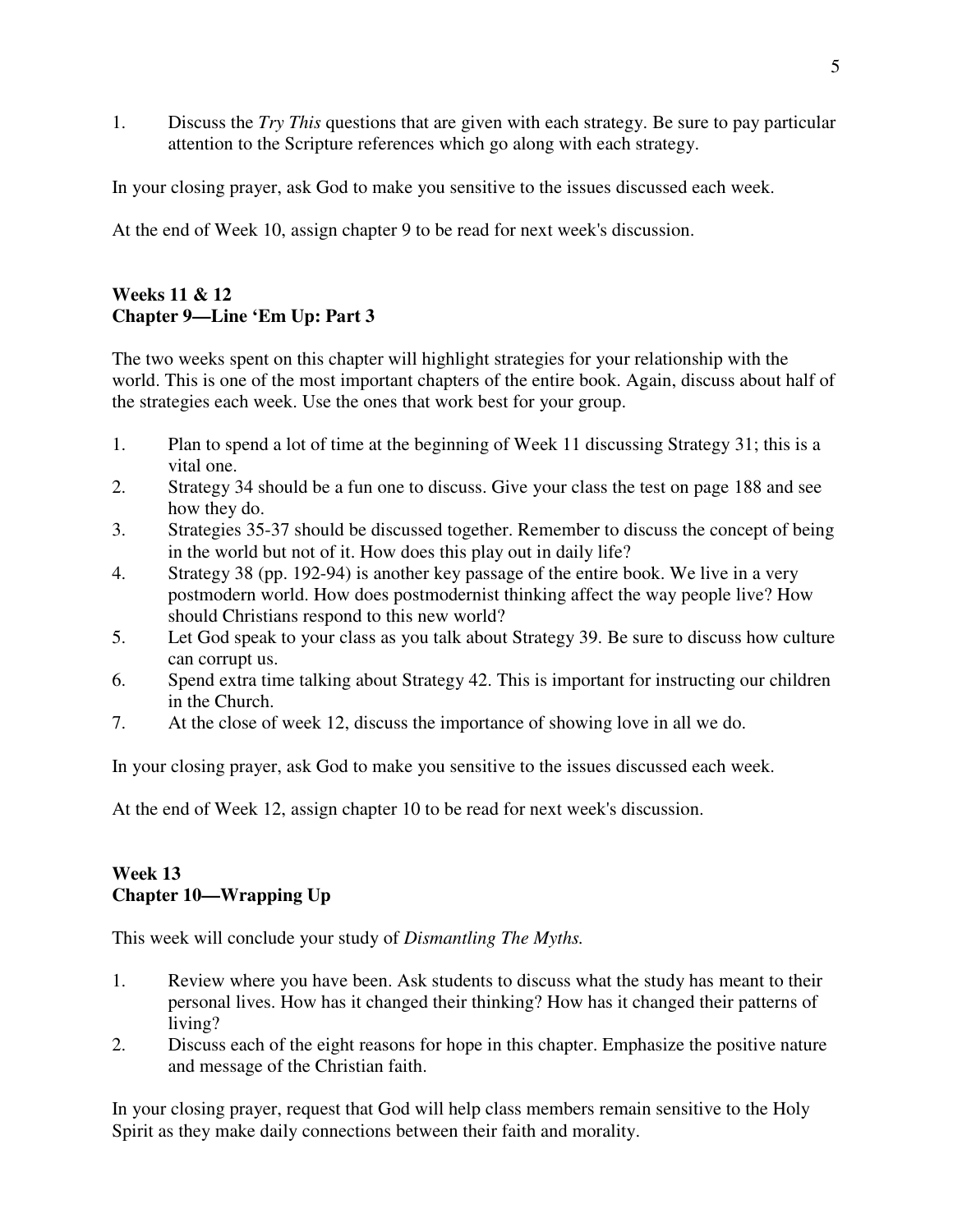1. Discuss the *Try This* questions that are given with each strategy. Be sure to pay particular attention to the Scripture references which go along with each strategy.

In your closing prayer, ask God to make you sensitive to the issues discussed each week.

At the end of Week 10, assign chapter 9 to be read for next week's discussion.

**Weeks 11 & 12**
**Chapter 9—Line 'Em Up: Part 3**

The two weeks spent on this chapter will highlight strategies for your relationship with the world. This is one of the most important chapters of the entire book. Again, discuss about half of the strategies each week. Use the ones that work best for your group.

1. Plan to spend a lot of time at the beginning of Week 11 discussing Strategy 31; this is a vital one.
2. Strategy 34 should be a fun one to discuss. Give your class the test on page 188 and see how they do.
3. Strategies 35-37 should be discussed together. Remember to discuss the concept of being in the world but not of it. How does this play out in daily life?
4. Strategy 38 (pp. 192-94) is another key passage of the entire book. We live in a very postmodern world. How does postmodernist thinking affect the way people live? How should Christians respond to this new world?
5. Let God speak to your class as you talk about Strategy 39. Be sure to discuss how culture can corrupt us.
6. Spend extra time talking about Strategy 42. This is important for instructing our children in the Church.
7. At the close of week 12, discuss the importance of showing love in all we do.

In your closing prayer, ask God to make you sensitive to the issues discussed each week.

At the end of Week 12, assign chapter 10 to be read for next week's discussion.

**Week 13**
**Chapter 10—Wrapping Up**

This week will conclude your study of *Dismantling The Myths.*

1. Review where you have been. Ask students to discuss what the study has meant to their personal lives. How has it changed their thinking? How has it changed their patterns of living?
2. Discuss each of the eight reasons for hope in this chapter. Emphasize the positive nature and message of the Christian faith.

In your closing prayer, request that God will help class members remain sensitive to the Holy Spirit as they make daily connections between their faith and morality.